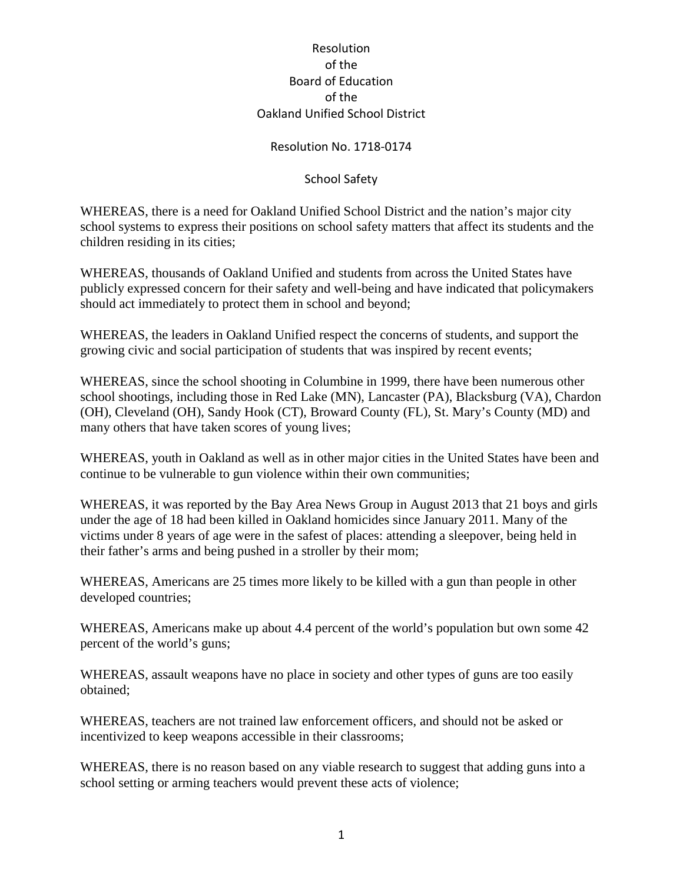# Resolution of the Board of Education of the Oakland Unified School District

## Resolution No. 1718-0174

## School Safety

WHEREAS, there is a need for Oakland Unified School District and the nation's major city school systems to express their positions on school safety matters that affect its students and the children residing in its cities;

WHEREAS, thousands of Oakland Unified and students from across the United States have publicly expressed concern for their safety and well-being and have indicated that policymakers should act immediately to protect them in school and beyond;

WHEREAS, the leaders in Oakland Unified respect the concerns of students, and support the growing civic and social participation of students that was inspired by recent events;

WHEREAS, since the school shooting in Columbine in 1999, there have been numerous other school shootings, including those in Red Lake (MN), Lancaster (PA), Blacksburg (VA), Chardon (OH), Cleveland (OH), Sandy Hook (CT), Broward County (FL), St. Mary's County (MD) and many others that have taken scores of young lives;

WHEREAS, youth in Oakland as well as in other major cities in the United States have been and continue to be vulnerable to gun violence within their own communities;

WHEREAS, it was reported by the Bay Area News Group in August 2013 that 21 boys and girls under the age of 18 had been killed in Oakland homicides since January 2011. Many of the victims under 8 years of age were in the safest of places: attending a sleepover, being held in their father's arms and being pushed in a stroller by their mom;

WHEREAS, Americans are 25 times more likely to be killed with a gun than people in other developed countries;

WHEREAS, Americans make up about 4.4 percent of the world's population but own some 42 percent of the world's guns;

WHEREAS, assault weapons have no place in society and other types of guns are too easily obtained;

WHEREAS, teachers are not trained law enforcement officers, and should not be asked or incentivized to keep weapons accessible in their classrooms;

WHEREAS, there is no reason based on any viable research to suggest that adding guns into a school setting or arming teachers would prevent these acts of violence;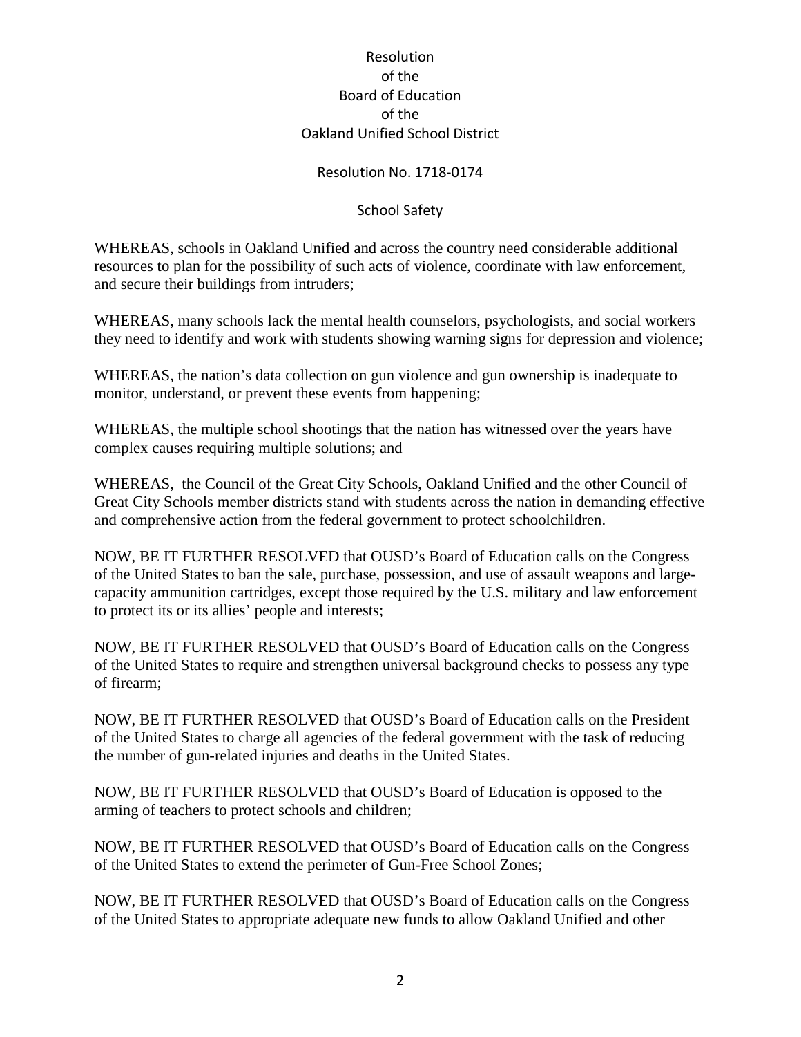Resolution
of the
Board of Education
of the
Oakland Unified School District

Resolution No. 1718-0174

School Safety

WHEREAS, schools in Oakland Unified and across the country need considerable additional resources to plan for the possibility of such acts of violence, coordinate with law enforcement, and secure their buildings from intruders;

WHEREAS, many schools lack the mental health counselors, psychologists, and social workers they need to identify and work with students showing warning signs for depression and violence;

WHEREAS, the nation's data collection on gun violence and gun ownership is inadequate to monitor, understand, or prevent these events from happening;

WHEREAS, the multiple school shootings that the nation has witnessed over the years have complex causes requiring multiple solutions; and

WHEREAS, the Council of the Great City Schools, Oakland Unified and the other Council of Great City Schools member districts stand with students across the nation in demanding effective and comprehensive action from the federal government to protect schoolchildren.

NOW, BE IT FURTHER RESOLVED that OUSD's Board of Education calls on the Congress of the United States to ban the sale, purchase, possession, and use of assault weapons and large-capacity ammunition cartridges, except those required by the U.S. military and law enforcement to protect its or its allies' people and interests;

NOW, BE IT FURTHER RESOLVED that OUSD's Board of Education calls on the Congress of the United States to require and strengthen universal background checks to possess any type of firearm;

NOW, BE IT FURTHER RESOLVED that OUSD's Board of Education calls on the President of the United States to charge all agencies of the federal government with the task of reducing the number of gun-related injuries and deaths in the United States.

NOW, BE IT FURTHER RESOLVED that OUSD's Board of Education is opposed to the arming of teachers to protect schools and children;

NOW, BE IT FURTHER RESOLVED that OUSD's Board of Education calls on the Congress of the United States to extend the perimeter of Gun-Free School Zones;

NOW, BE IT FURTHER RESOLVED that OUSD's Board of Education calls on the Congress of the United States to appropriate adequate new funds to allow Oakland Unified and other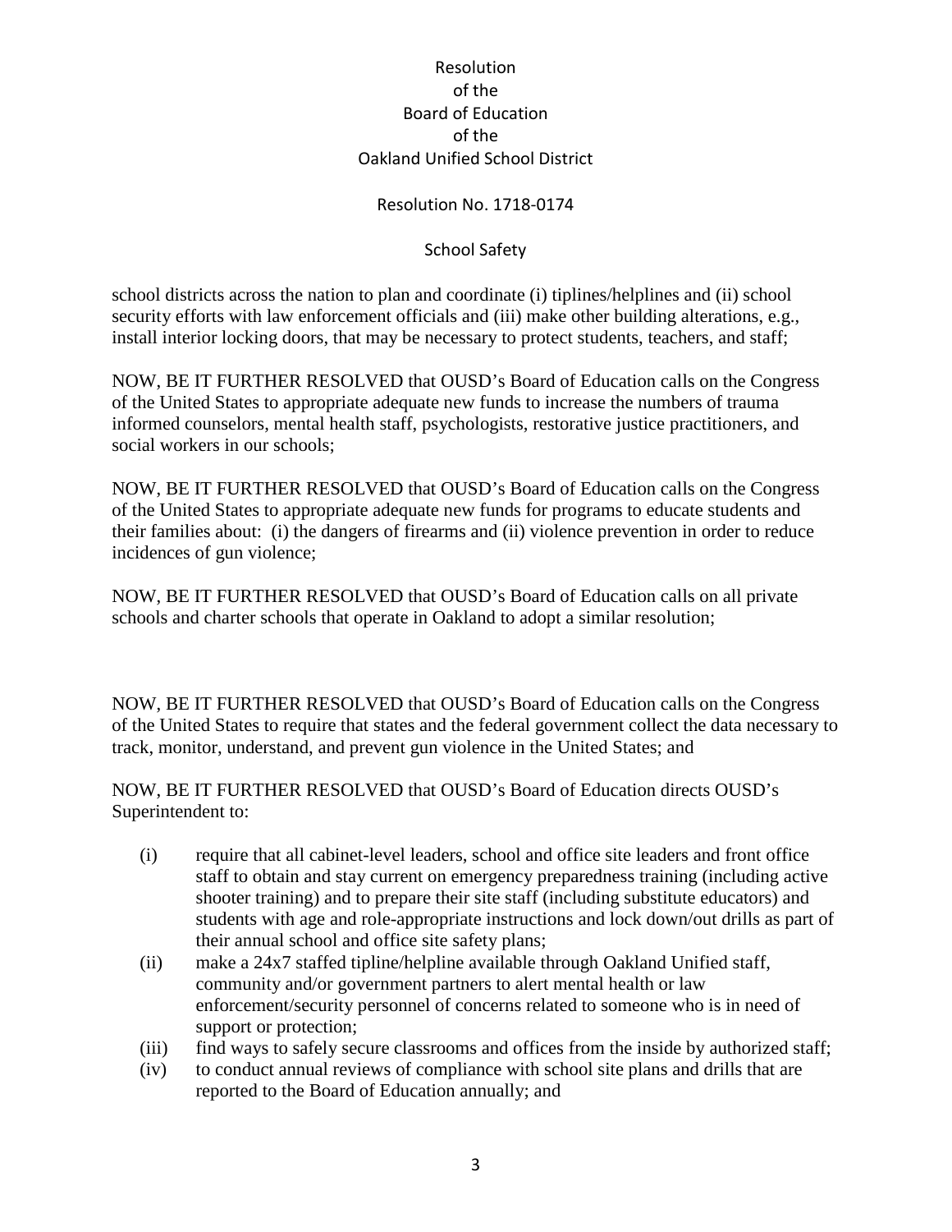school districts across the nation to plan and coordinate (i) tiplines/helplines and (ii) school security efforts with law enforcement officials and (iii) make other building alterations, e.g., install interior locking doors, that may be necessary to protect students, teachers, and staff;

NOW, BE IT FURTHER RESOLVED that OUSD's Board of Education calls on the Congress of the United States to appropriate adequate new funds to increase the numbers of trauma informed counselors, mental health staff, psychologists, restorative justice practitioners, and social workers in our schools;

NOW, BE IT FURTHER RESOLVED that OUSD's Board of Education calls on the Congress of the United States to appropriate adequate new funds for programs to educate students and their families about: (i) the dangers of firearms and (ii) violence prevention in order to reduce incidences of gun violence;

NOW, BE IT FURTHER RESOLVED that OUSD's Board of Education calls on all private schools and charter schools that operate in Oakland to adopt a similar resolution;

NOW, BE IT FURTHER RESOLVED that OUSD's Board of Education calls on the Congress of the United States to require that states and the federal government collect the data necessary to track, monitor, understand, and prevent gun violence in the United States; and

NOW, BE IT FURTHER RESOLVED that OUSD's Board of Education directs OUSD's Superintendent to:

(i) require that all cabinet-level leaders, school and office site leaders and front office staff to obtain and stay current on emergency preparedness training (including active shooter training) and to prepare their site staff (including substitute educators) and students with age and role-appropriate instructions and lock down/out drills as part of their annual school and office site safety plans;

(ii) make a 24x7 staffed tipline/helpline available through Oakland Unified staff, community and/or government partners to alert mental health or law enforcement/security personnel of concerns related to someone who is in need of support or protection;

(iii) find ways to safely secure classrooms and offices from the inside by authorized staff;

(iv) to conduct annual reviews of compliance with school site plans and drills that are reported to the Board of Education annually; and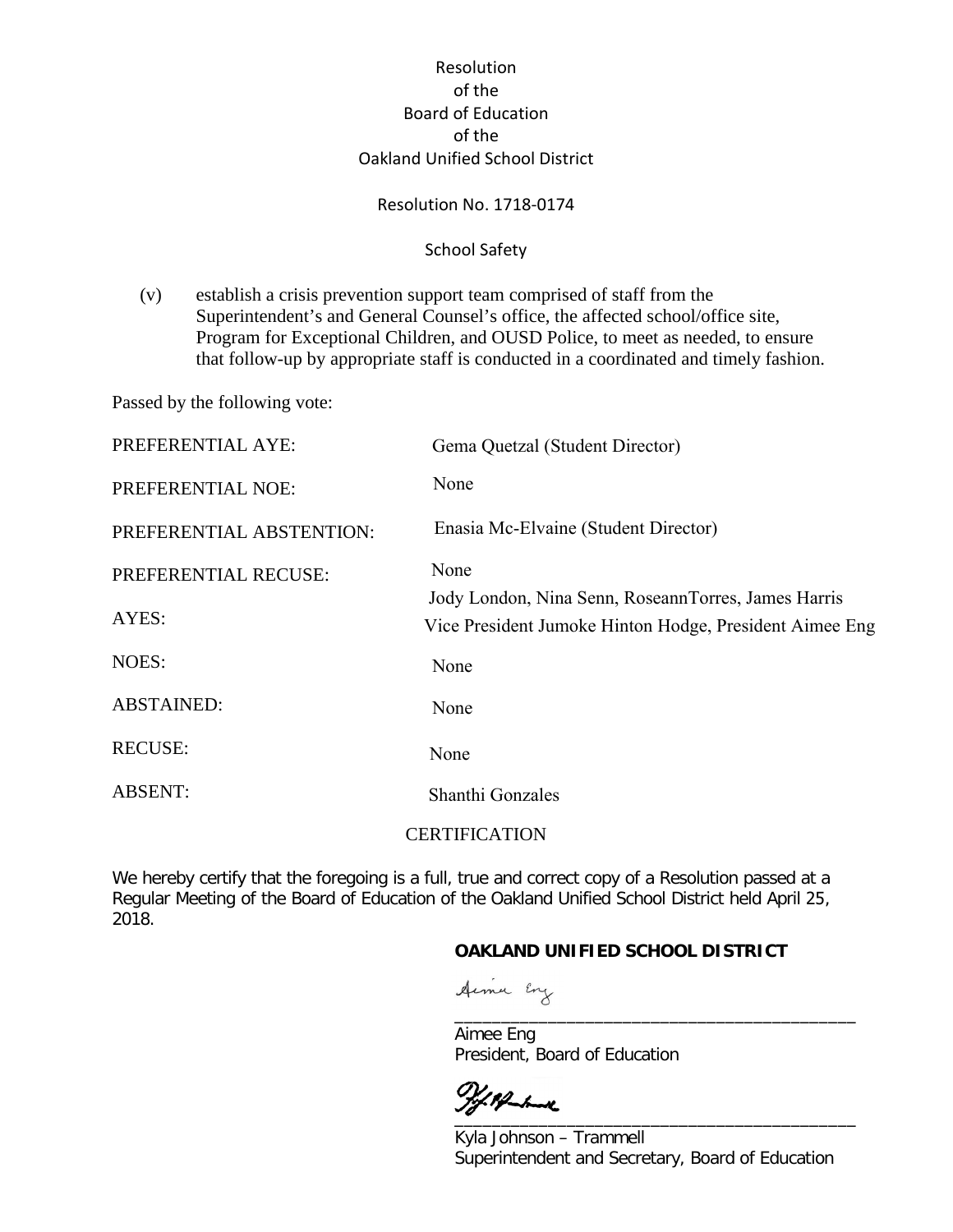Resolution
of the
Board of Education
of the
Oakland Unified School District

Resolution No. 1718-0174

School Safety

(v) establish a crisis prevention support team comprised of staff from the Superintendent's and General Counsel's office, the affected school/office site, Program for Exceptional Children, and OUSD Police, to meet as needed, to ensure that follow-up by appropriate staff is conducted in a coordinated and timely fashion.

Passed by the following vote:

| | |
|---|---|
| PREFERENTIAL AYE: | Gema Quetzal (Student Director) |
| PREFERENTIAL NOE: | None |
| PREFERENTIAL ABSTENTION: | Enasia Mc-Elvaine (Student Director) |
| PREFERENTIAL RECUSE: | None |
| AYES: | Jody London, Nina Senn, RoseannTorres, James Harris Vice President Jumoke Hinton Hodge, President Aimee Eng |
| NOES: | None |
| ABSTAINED: | None |
| RECUSE: | None |
| ABSENT: | Shanthi Gonzales |

CERTIFICATION

We hereby certify that the foregoing is a full, true and correct copy of a Resolution passed at a Regular Meeting of the Board of Education of the Oakland Unified School District held April 25, 2018.

**OAKLAND UNIFIED SCHOOL DISTRICT**

Aimee Eng
President, Board of Education

Kyla Johnson – Trammell
Superintendent and Secretary, Board of Education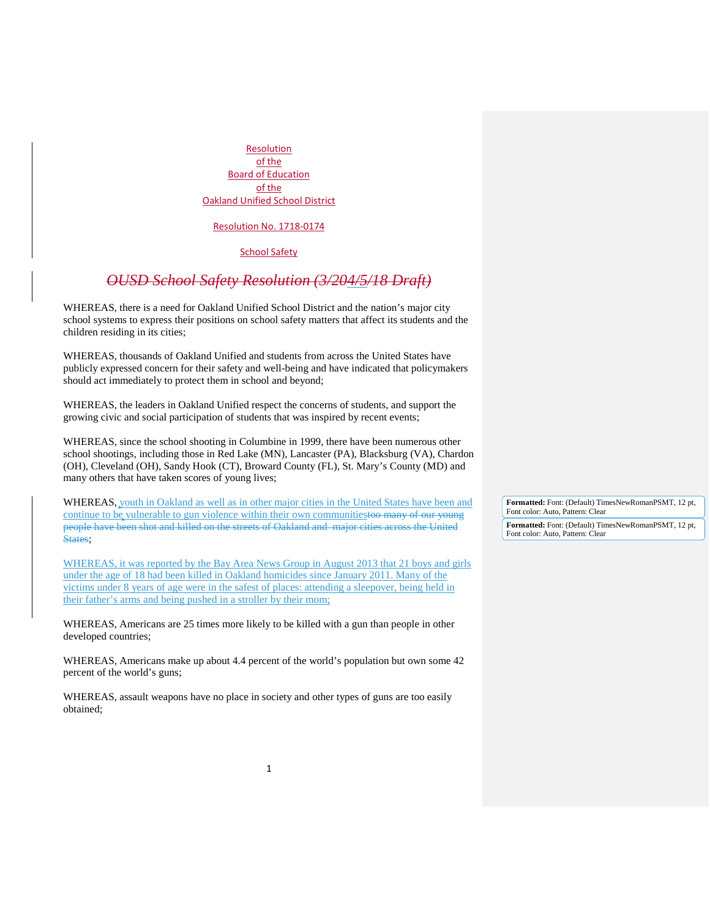Resolution
of the
Board of Education
of the
Oakland Unified School District

Resolution No. 1718-0174

School Safety

~~*OUSD School Safety Resolution (3/204/5/18 Draft)*~~

WHEREAS, there is a need for Oakland Unified School District and the nation's major city school systems to express their positions on school safety matters that affect its students and the children residing in its cities;

WHEREAS, thousands of Oakland Unified and students from across the United States have publicly expressed concern for their safety and well-being and have indicated that policymakers should act immediately to protect them in school and beyond;

WHEREAS, the leaders in Oakland Unified respect the concerns of students, and support the growing civic and social participation of students that was inspired by recent events;

WHEREAS, since the school shooting in Columbine in 1999, there have been numerous other school shootings, including those in Red Lake (MN), Lancaster (PA), Blacksburg (VA), Chardon (OH), Cleveland (OH), Sandy Hook (CT), Broward County (FL), St. Mary's County (MD) and many others that have taken scores of young lives;

WHEREAS, youth in Oakland as well as in other major cities in the United States have been and continue to be vulnerable to gun violence within their own communities~~too many of our young people have been shot and killed on the streets of Oakland and major cities across the United States~~;

WHEREAS, it was reported by the Bay Area News Group in August 2013 that 21 boys and girls under the age of 18 had been killed in Oakland homicides since January 2011. Many of the victims under 8 years of age were in the safest of places: attending a sleepover, being held in their father's arms and being pushed in a stroller by their mom;

WHEREAS, Americans are 25 times more likely to be killed with a gun than people in other developed countries;

WHEREAS, Americans make up about 4.4 percent of the world's population but own some 42 percent of the world's guns;

WHEREAS, assault weapons have no place in society and other types of guns are too easily obtained;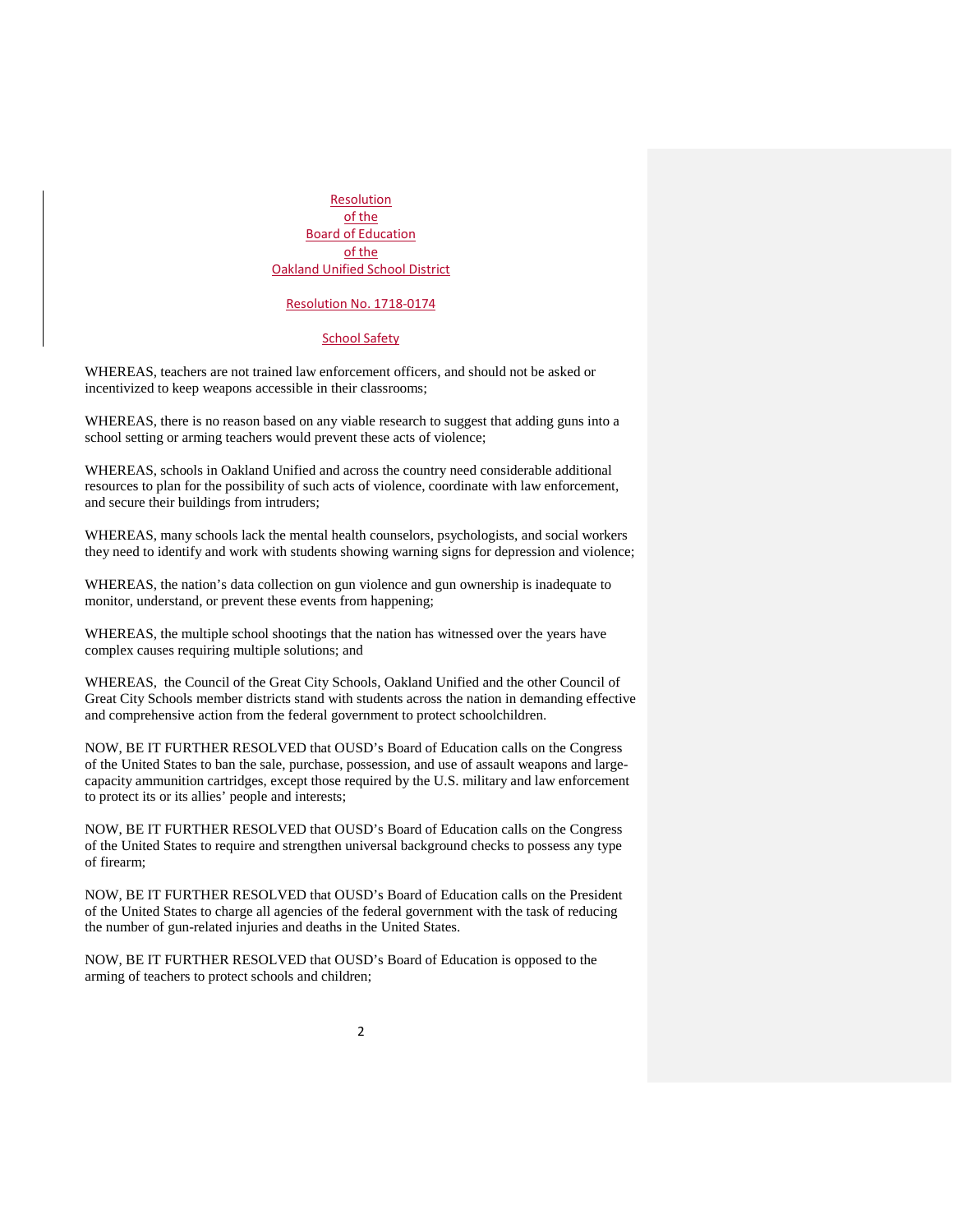# Resolution of the Board of Education of the Oakland Unified School District

## Resolution No. 1718-0174

## School Safety

WHEREAS, teachers are not trained law enforcement officers, and should not be asked or incentivized to keep weapons accessible in their classrooms;

WHEREAS, there is no reason based on any viable research to suggest that adding guns into a school setting or arming teachers would prevent these acts of violence;

WHEREAS, schools in Oakland Unified and across the country need considerable additional resources to plan for the possibility of such acts of violence, coordinate with law enforcement, and secure their buildings from intruders;

WHEREAS, many schools lack the mental health counselors, psychologists, and social workers they need to identify and work with students showing warning signs for depression and violence;

WHEREAS, the nation's data collection on gun violence and gun ownership is inadequate to monitor, understand, or prevent these events from happening;

WHEREAS, the multiple school shootings that the nation has witnessed over the years have complex causes requiring multiple solutions; and

WHEREAS, the Council of the Great City Schools, Oakland Unified and the other Council of Great City Schools member districts stand with students across the nation in demanding effective and comprehensive action from the federal government to protect schoolchildren.

NOW, BE IT FURTHER RESOLVED that OUSD's Board of Education calls on the Congress of the United States to ban the sale, purchase, possession, and use of assault weapons and large-capacity ammunition cartridges, except those required by the U.S. military and law enforcement to protect its or its allies' people and interests;

NOW, BE IT FURTHER RESOLVED that OUSD's Board of Education calls on the Congress of the United States to require and strengthen universal background checks to possess any type of firearm;

NOW, BE IT FURTHER RESOLVED that OUSD's Board of Education calls on the President of the United States to charge all agencies of the federal government with the task of reducing the number of gun-related injuries and deaths in the United States.

NOW, BE IT FURTHER RESOLVED that OUSD's Board of Education is opposed to the arming of teachers to protect schools and children;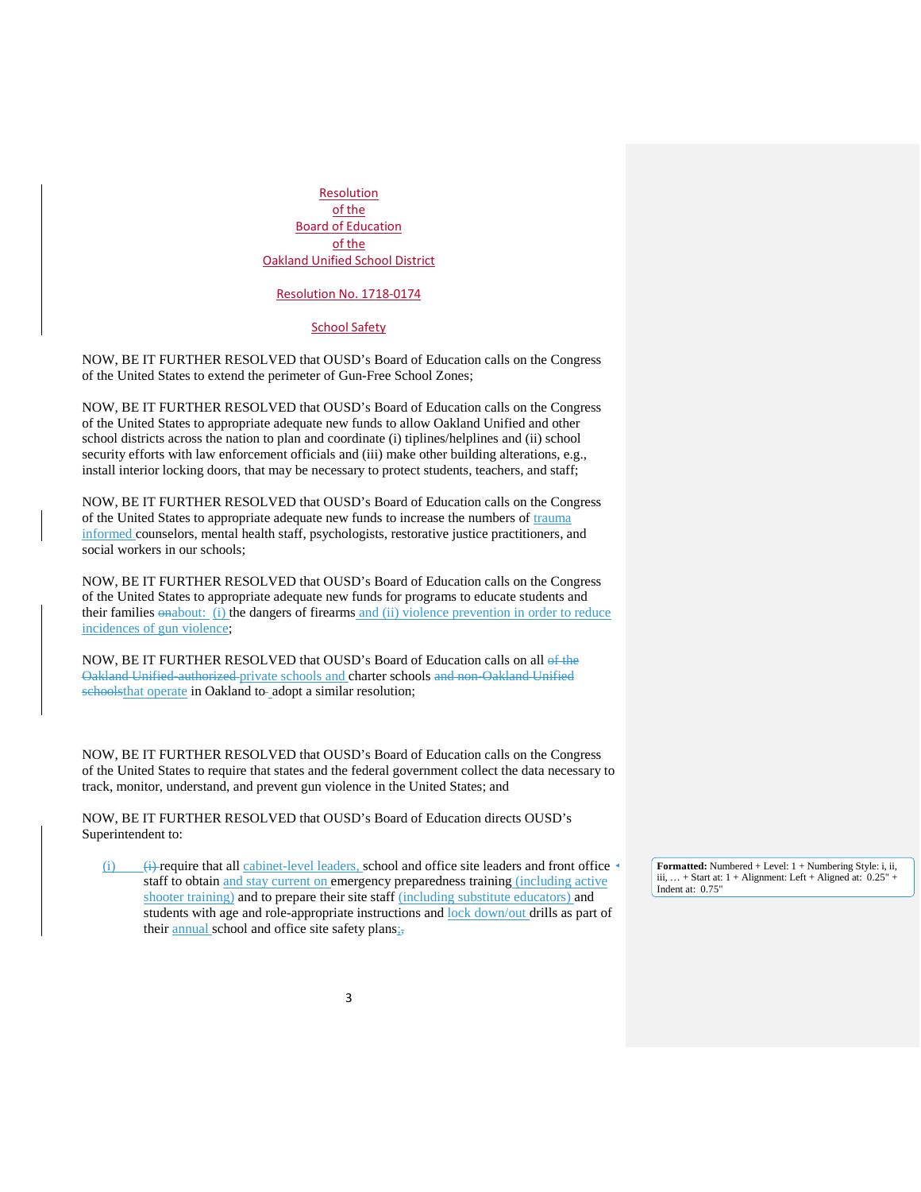Resolution
of the
Board of Education
of the
Oakland Unified School District

Resolution No. 1718-0174

School Safety

NOW, BE IT FURTHER RESOLVED that OUSD's Board of Education calls on the Congress of the United States to extend the perimeter of Gun-Free School Zones;

NOW, BE IT FURTHER RESOLVED that OUSD's Board of Education calls on the Congress of the United States to appropriate adequate new funds to allow Oakland Unified and other school districts across the nation to plan and coordinate (i) tiplines/helplines and (ii) school security efforts with law enforcement officials and (iii) make other building alterations, e.g., install interior locking doors, that may be necessary to protect students, teachers, and staff;

NOW, BE IT FURTHER RESOLVED that OUSD's Board of Education calls on the Congress of the United States to appropriate adequate new funds to increase the numbers of trauma informed counselors, mental health staff, psychologists, restorative justice practitioners, and social workers in our schools;

NOW, BE IT FURTHER RESOLVED that OUSD's Board of Education calls on the Congress of the United States to appropriate adequate new funds for programs to educate students and their families ~~on~~about: (i) the dangers of firearms and (ii) violence prevention in order to reduce incidences of gun violence;

NOW, BE IT FURTHER RESOLVED that OUSD's Board of Education calls on all ~~of the Oakland Unified-authorized~~ private schools and charter schools ~~and non-Oakland Unified schools~~that operate in Oakland to adopt a similar resolution;

NOW, BE IT FURTHER RESOLVED that OUSD's Board of Education calls on the Congress of the United States to require that states and the federal government collect the data necessary to track, monitor, understand, and prevent gun violence in the United States; and

NOW, BE IT FURTHER RESOLVED that OUSD's Board of Education directs OUSD's Superintendent to:

(i) ~~(i)~~ require that all cabinet-level leaders, school and office site leaders and front office staff to obtain and stay current on emergency preparedness training (including active shooter training) and to prepare their site staff (including substitute educators) and students with age and role-appropriate instructions and lock down/out drills as part of their annual school and office site safety plans;~~,~~

**Formatted:** Numbered + Level: 1 + Numbering Style: i, ii, iii, … + Start at: 1 + Alignment: Left + Aligned at: 0.25" + Indent at: 0.75"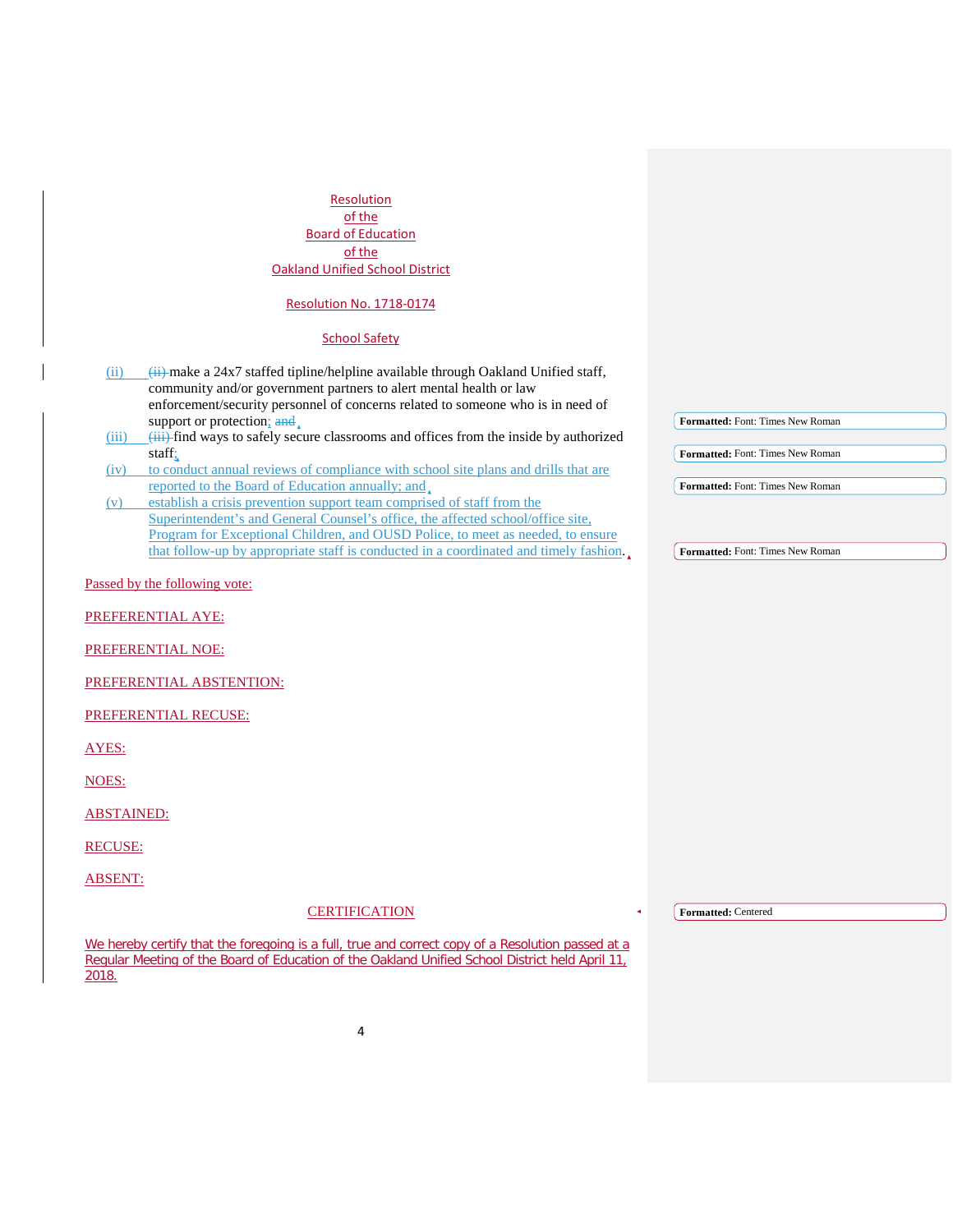Resolution
of the
Board of Education
of the
Oakland Unified School District

Resolution No. 1718-0174

School Safety

(ii) make a 24x7 staffed tipline/helpline available through Oakland Unified staff, community and/or government partners to alert mental health or law enforcement/security personnel of concerns related to someone who is in need of support or protection;

(iii) find ways to safely secure classrooms and offices from the inside by authorized staff;

(iv) to conduct annual reviews of compliance with school site plans and drills that are reported to the Board of Education annually; and

(v) establish a crisis prevention support team comprised of staff from the Superintendent's and General Counsel's office, the affected school/office site, Program for Exceptional Children, and OUSD Police, to meet as needed, to ensure that follow-up by appropriate staff is conducted in a coordinated and timely fashion.

Passed by the following vote:

PREFERENTIAL AYE:

PREFERENTIAL NOE:

PREFERENTIAL ABSTENTION:

PREFERENTIAL RECUSE:

AYES:

NOES:

ABSTAINED:

RECUSE:

ABSENT:

CERTIFICATION

We hereby certify that the foregoing is a full, true and correct copy of a Resolution passed at a Regular Meeting of the Board of Education of the Oakland Unified School District held April 11, 2018.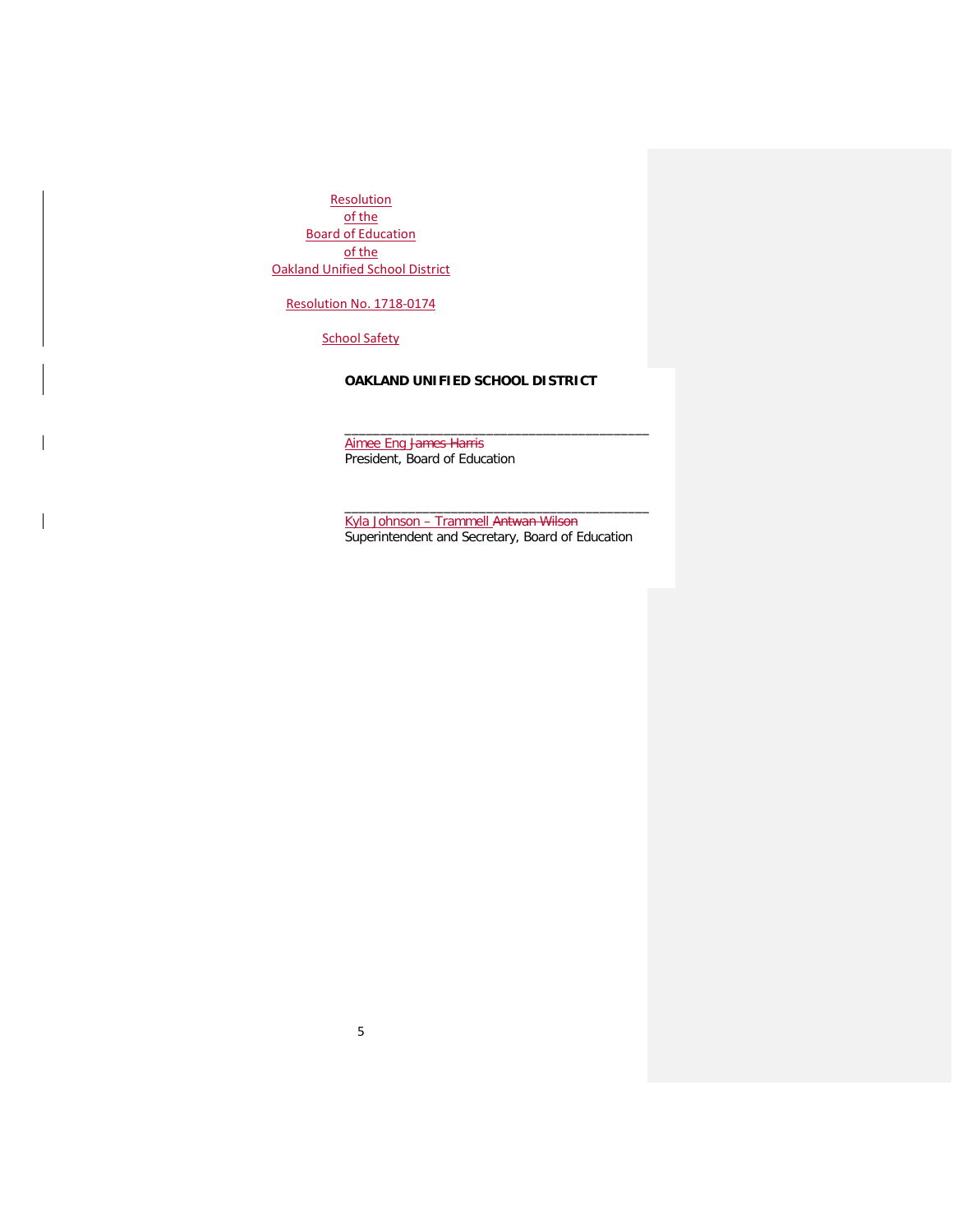Resolution
of the
Board of Education
of the
Oakland Unified School District

Resolution No. 1718-0174

School Safety

**OAKLAND UNIFIED SCHOOL DISTRICT**

\_\_\_\_\_\_\_\_\_\_\_\_\_\_\_\_\_\_\_\_\_\_\_\_\_\_\_\_\_\_\_\_\_\_\_\_\_\_\_\_\_\_\_
Aimee Eng ~~James Harris~~
President, Board of Education

\_\_\_\_\_\_\_\_\_\_\_\_\_\_\_\_\_\_\_\_\_\_\_\_\_\_\_\_\_\_\_\_\_\_\_\_\_\_\_\_\_\_\_
Kyla Johnson – Trammell ~~Antwan Wilson~~
Superintendent and Secretary, Board of Education